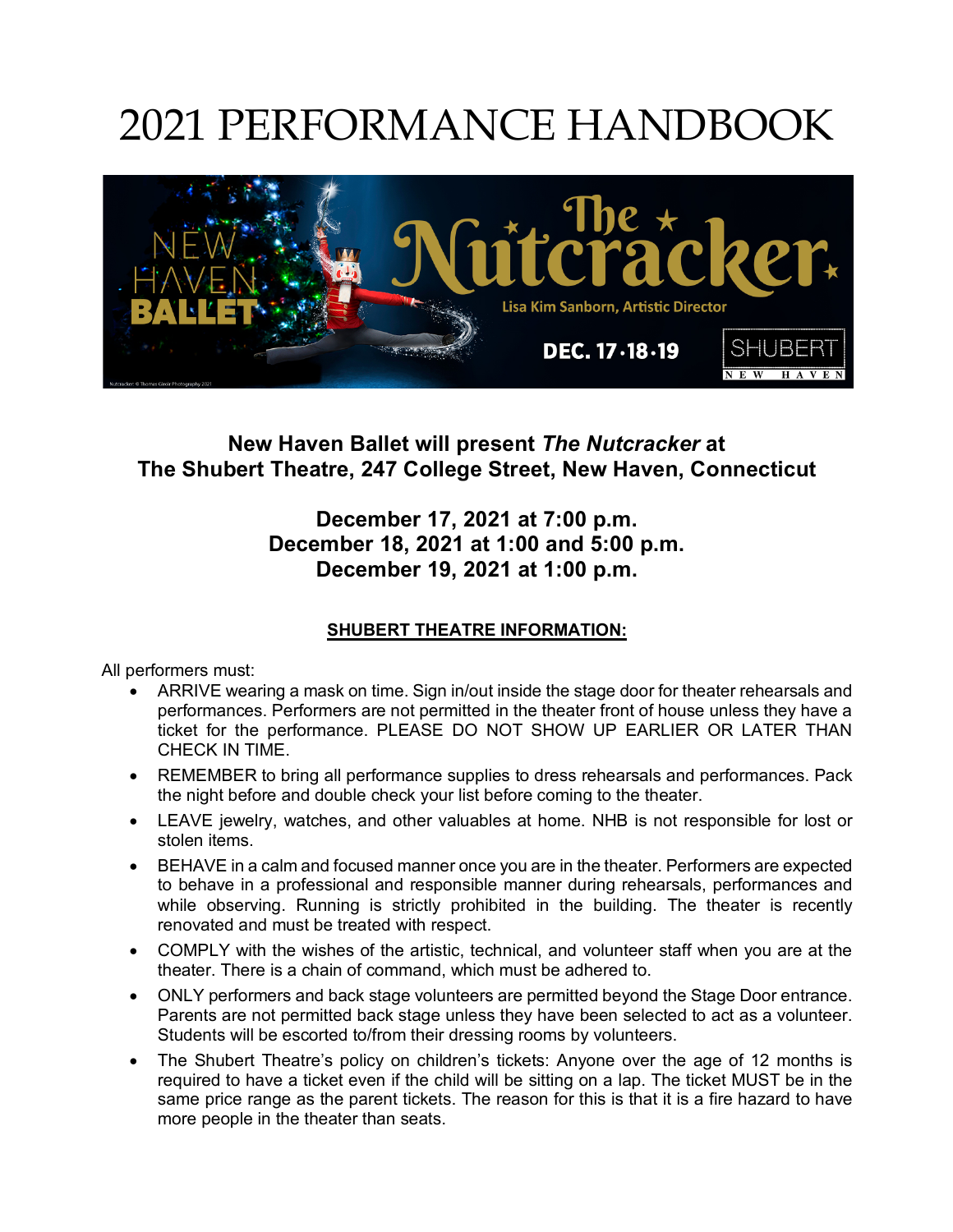# 2021 PERFORMANCE HANDBOOK

**New Haven Ballet will present *The Nutcracker* at**
**The Shubert Theatre, 247 College Street, New Haven, Connecticut**

**December 17, 2021 at 7:00 p.m.**
**December 18, 2021 at 1:00 and 5:00 p.m.**
**December 19, 2021 at 1:00 p.m.**

## SHUBERT THEATRE INFORMATION:

All performers must:

- ARRIVE wearing a mask on time. Sign in/out inside the stage door for theater rehearsals and performances. Performers are not permitted in the theater front of house unless they have a ticket for the performance. PLEASE DO NOT SHOW UP EARLIER OR LATER THAN CHECK IN TIME.
- REMEMBER to bring all performance supplies to dress rehearsals and performances. Pack the night before and double check your list before coming to the theater.
- LEAVE jewelry, watches, and other valuables at home. NHB is not responsible for lost or stolen items.
- BEHAVE in a calm and focused manner once you are in the theater. Performers are expected to behave in a professional and responsible manner during rehearsals, performances and while observing. Running is strictly prohibited in the building. The theater is recently renovated and must be treated with respect.
- COMPLY with the wishes of the artistic, technical, and volunteer staff when you are at the theater. There is a chain of command, which must be adhered to.
- ONLY performers and back stage volunteers are permitted beyond the Stage Door entrance. Parents are not permitted back stage unless they have been selected to act as a volunteer. Students will be escorted to/from their dressing rooms by volunteers.
- The Shubert Theatre's policy on children's tickets: Anyone over the age of 12 months is required to have a ticket even if the child will be sitting on a lap. The ticket MUST be in the same price range as the parent tickets. The reason for this is that it is a fire hazard to have more people in the theater than seats.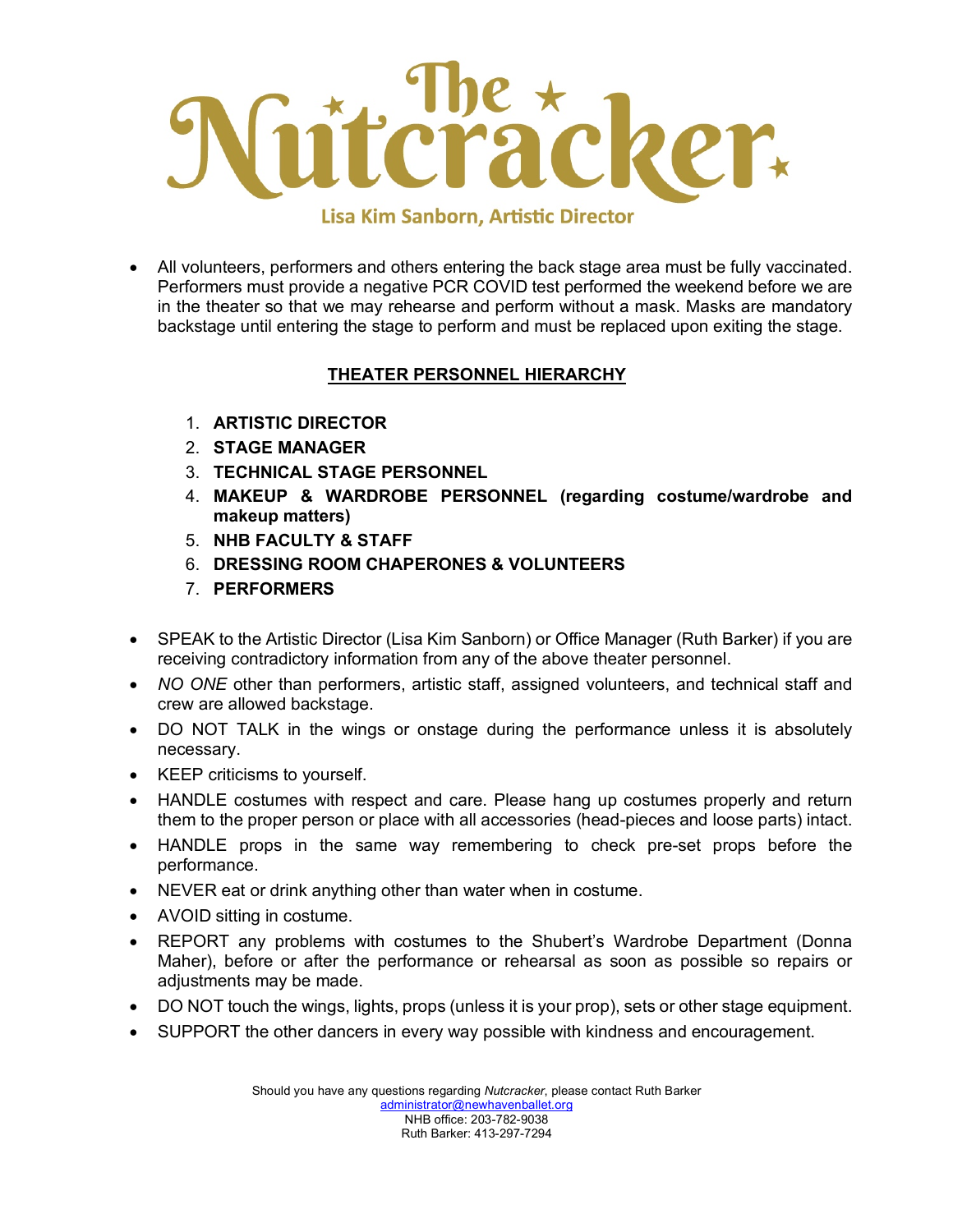# The Nutcracker

Lisa Kim Sanborn, Artistic Director

- All volunteers, performers and others entering the back stage area must be fully vaccinated. Performers must provide a negative PCR COVID test performed the weekend before we are in the theater so that we may rehearse and perform without a mask. Masks are mandatory backstage until entering the stage to perform and must be replaced upon exiting the stage.

## THEATER PERSONNEL HIERARCHY

1. **ARTISTIC DIRECTOR**
2. **STAGE MANAGER**
3. **TECHNICAL STAGE PERSONNEL**
4. **MAKEUP & WARDROBE PERSONNEL (regarding costume/wardrobe and makeup matters)**
5. **NHB FACULTY & STAFF**
6. **DRESSING ROOM CHAPERONES & VOLUNTEERS**
7. **PERFORMERS**

- SPEAK to the Artistic Director (Lisa Kim Sanborn) or Office Manager (Ruth Barker) if you are receiving contradictory information from any of the above theater personnel.
- *NO ONE* other than performers, artistic staff, assigned volunteers, and technical staff and crew are allowed backstage.
- DO NOT TALK in the wings or onstage during the performance unless it is absolutely necessary.
- KEEP criticisms to yourself.
- HANDLE costumes with respect and care. Please hang up costumes properly and return them to the proper person or place with all accessories (head-pieces and loose parts) intact.
- HANDLE props in the same way remembering to check pre-set props before the performance.
- NEVER eat or drink anything other than water when in costume.
- AVOID sitting in costume.
- REPORT any problems with costumes to the Shubert's Wardrobe Department (Donna Maher), before or after the performance or rehearsal as soon as possible so repairs or adjustments may be made.
- DO NOT touch the wings, lights, props (unless it is your prop), sets or other stage equipment.
- SUPPORT the other dancers in every way possible with kindness and encouragement.

Should you have any questions regarding *Nutcracker*, please contact Ruth Barker
administrator@newhavenballet.org
NHB office: 203-782-9038
Ruth Barker: 413-297-7294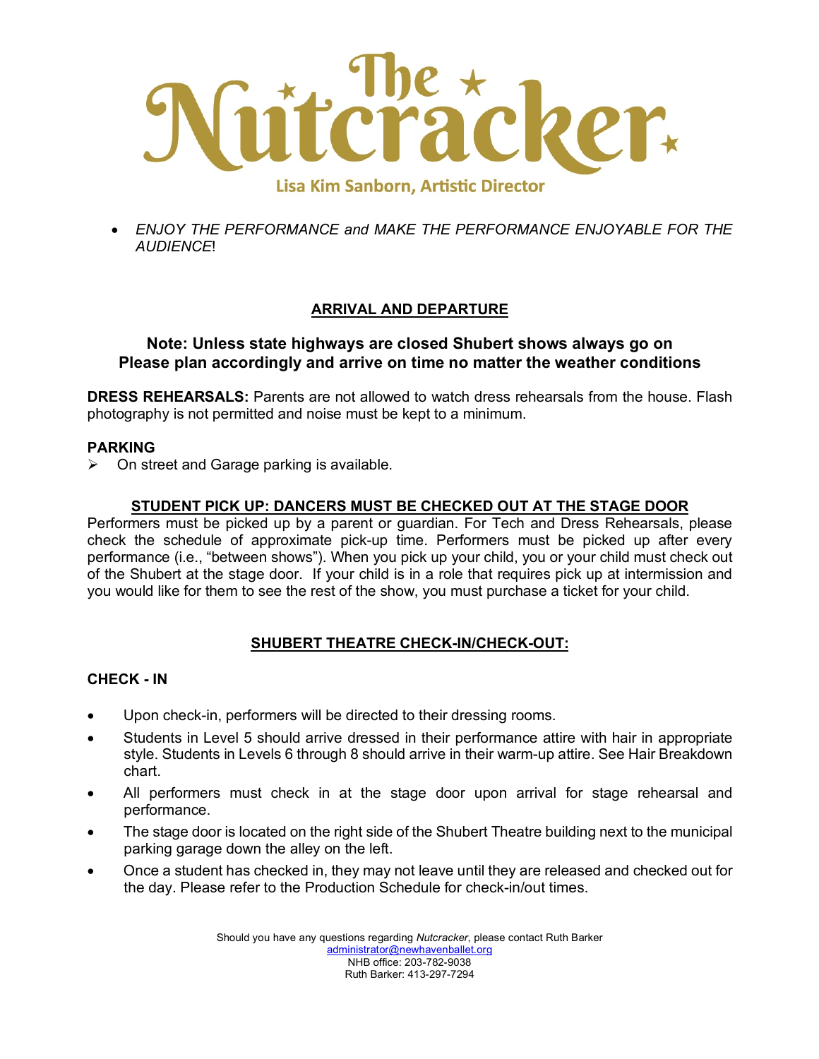- *ENJOY THE PERFORMANCE and MAKE THE PERFORMANCE ENJOYABLE FOR THE AUDIENCE*!

## ARRIVAL AND DEPARTURE

**Note: Unless state highways are closed Shubert shows always go on**
**Please plan accordingly and arrive on time no matter the weather conditions**

**DRESS REHEARSALS:** Parents are not allowed to watch dress rehearsals from the house. Flash photography is not permitted and noise must be kept to a minimum.

### PARKING

- On street and Garage parking is available.

### STUDENT PICK UP: DANCERS MUST BE CHECKED OUT AT THE STAGE DOOR

Performers must be picked up by a parent or guardian. For Tech and Dress Rehearsals, please check the schedule of approximate pick-up time. Performers must be picked up after every performance (i.e., "between shows"). When you pick up your child, you or your child must check out of the Shubert at the stage door. If your child is in a role that requires pick up at intermission and you would like for them to see the rest of the show, you must purchase a ticket for your child.

## SHUBERT THEATRE CHECK-IN/CHECK-OUT:

### CHECK - IN

- Upon check-in, performers will be directed to their dressing rooms.
- Students in Level 5 should arrive dressed in their performance attire with hair in appropriate style. Students in Levels 6 through 8 should arrive in their warm-up attire. See Hair Breakdown chart.
- All performers must check in at the stage door upon arrival for stage rehearsal and performance.
- The stage door is located on the right side of the Shubert Theatre building next to the municipal parking garage down the alley on the left.
- Once a student has checked in, they may not leave until they are released and checked out for the day. Please refer to the Production Schedule for check-in/out times.

Should you have any questions regarding *Nutcracker*, please contact Ruth Barker
administrator@newhavenballet.org
NHB office: 203-782-9038
Ruth Barker: 413-297-7294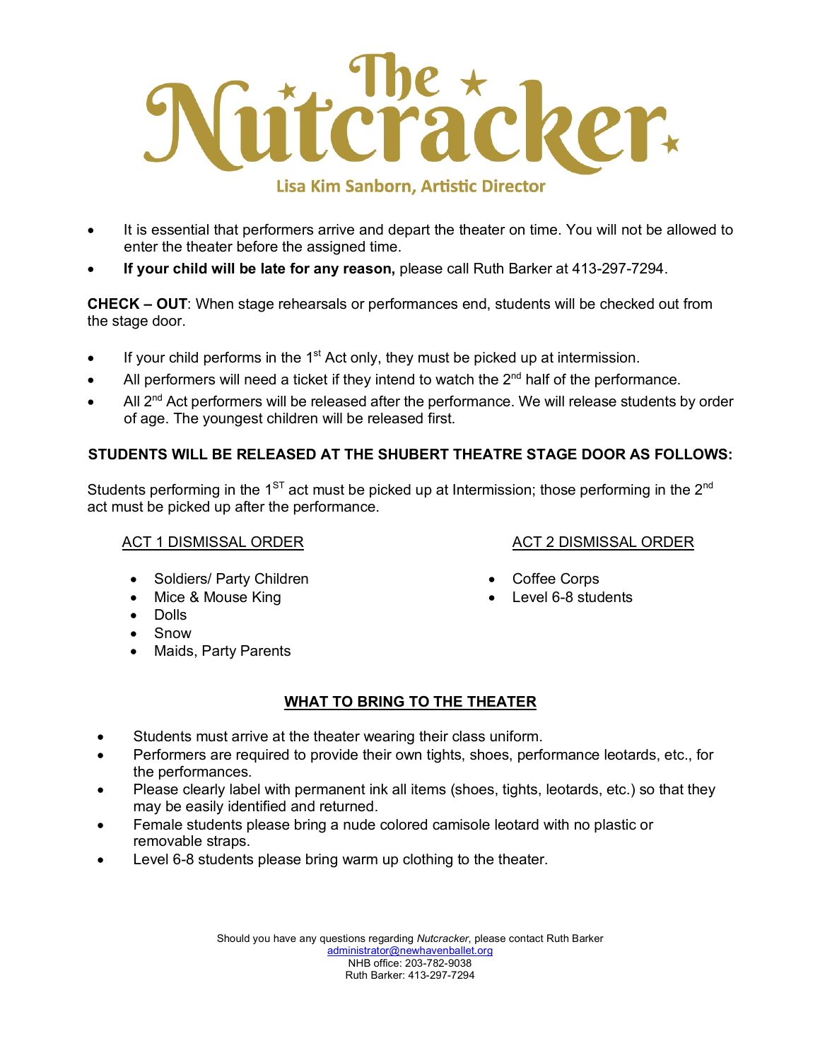# The Nutcracker

Lisa Kim Sanborn, Artistic Director

- It is essential that performers arrive and depart the theater on time. You will not be allowed to enter the theater before the assigned time.
- **If your child will be late for any reason,** please call Ruth Barker at 413-297-7294.

**CHECK – OUT**: When stage rehearsals or performances end, students will be checked out from the stage door.

- If your child performs in the 1st Act only, they must be picked up at intermission.
- All performers will need a ticket if they intend to watch the 2nd half of the performance.
- All 2nd Act performers will be released after the performance. We will release students by order of age. The youngest children will be released first.

**STUDENTS WILL BE RELEASED AT THE SHUBERT THEATRE STAGE DOOR AS FOLLOWS:**

Students performing in the 1ST act must be picked up at Intermission; those performing in the 2nd act must be picked up after the performance.

ACT 1 DISMISSAL ORDER

- Soldiers/ Party Children
- Mice & Mouse King
- Dolls
- Snow
- Maids, Party Parents

ACT 2 DISMISSAL ORDER

- Coffee Corps
- Level 6-8 students

## WHAT TO BRING TO THE THEATER

- Students must arrive at the theater wearing their class uniform.
- Performers are required to provide their own tights, shoes, performance leotards, etc., for the performances.
- Please clearly label with permanent ink all items (shoes, tights, leotards, etc.) so that they may be easily identified and returned.
- Female students please bring a nude colored camisole leotard with no plastic or removable straps.
- Level 6-8 students please bring warm up clothing to the theater.

Should you have any questions regarding *Nutcracker*, please contact Ruth Barker
administrator@newhavenballet.org
NHB office: 203-782-9038
Ruth Barker: 413-297-7294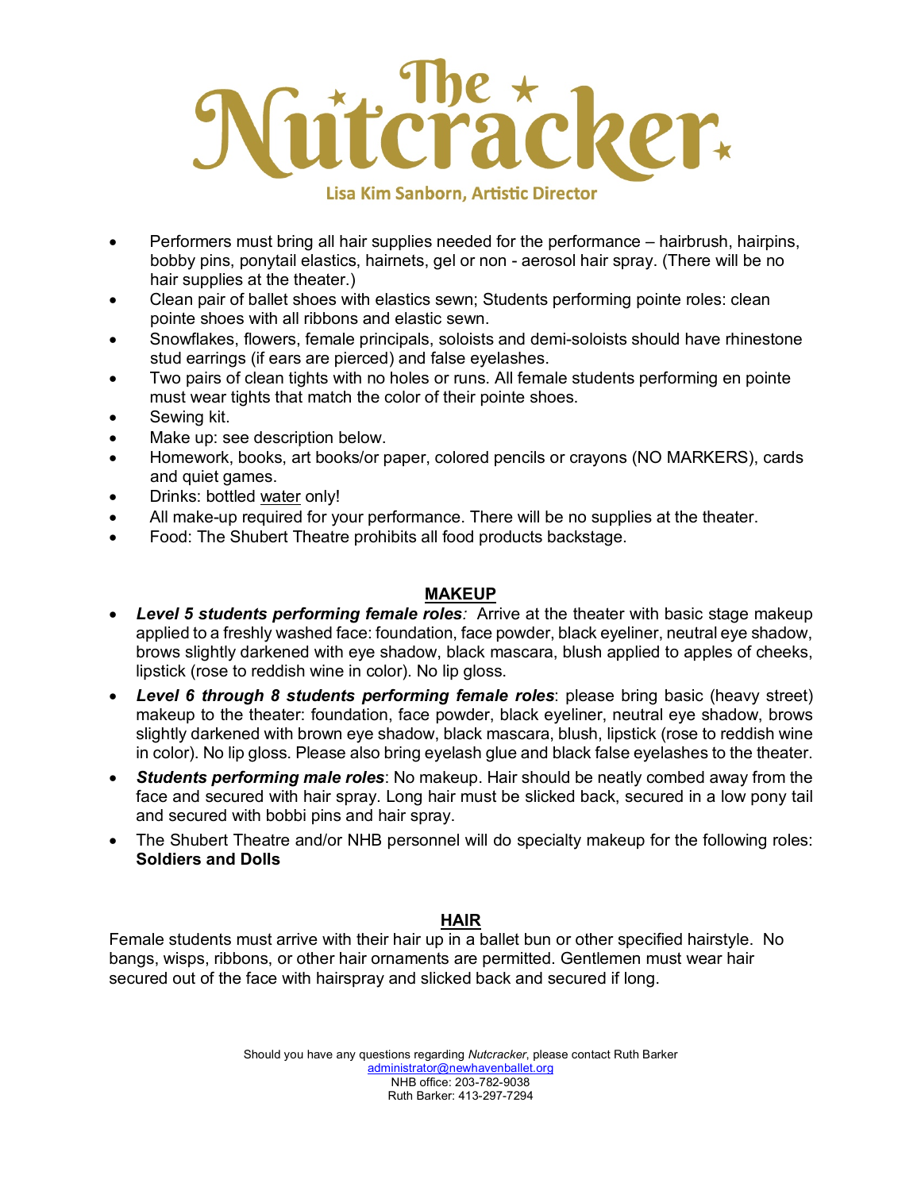# The Nutcracker

Lisa Kim Sanborn, Artistic Director

- Performers must bring all hair supplies needed for the performance – hairbrush, hairpins, bobby pins, ponytail elastics, hairnets, gel or non - aerosol hair spray. (There will be no hair supplies at the theater.)
- Clean pair of ballet shoes with elastics sewn; Students performing pointe roles: clean pointe shoes with all ribbons and elastic sewn.
- Snowflakes, flowers, female principals, soloists and demi-soloists should have rhinestone stud earrings (if ears are pierced) and false eyelashes.
- Two pairs of clean tights with no holes or runs. All female students performing en pointe must wear tights that match the color of their pointe shoes.
- Sewing kit.
- Make up: see description below.
- Homework, books, art books/or paper, colored pencils or crayons (NO MARKERS), cards and quiet games.
- Drinks: bottled water only!
- All make-up required for your performance. There will be no supplies at the theater.
- Food: The Shubert Theatre prohibits all food products backstage.

## MAKEUP

- ***Level 5 students performing female roles***: Arrive at the theater with basic stage makeup applied to a freshly washed face: foundation, face powder, black eyeliner, neutral eye shadow, brows slightly darkened with eye shadow, black mascara, blush applied to apples of cheeks, lipstick (rose to reddish wine in color). No lip gloss.
- ***Level 6 through 8 students performing female roles***: please bring basic (heavy street) makeup to the theater: foundation, face powder, black eyeliner, neutral eye shadow, brows slightly darkened with brown eye shadow, black mascara, blush, lipstick (rose to reddish wine in color). No lip gloss. Please also bring eyelash glue and black false eyelashes to the theater.
- ***Students performing male roles***: No makeup. Hair should be neatly combed away from the face and secured with hair spray. Long hair must be slicked back, secured in a low pony tail and secured with bobbi pins and hair spray.
- The Shubert Theatre and/or NHB personnel will do specialty makeup for the following roles: **Soldiers and Dolls**

## HAIR

Female students must arrive with their hair up in a ballet bun or other specified hairstyle. No bangs, wisps, ribbons, or other hair ornaments are permitted. Gentlemen must wear hair secured out of the face with hairspray and slicked back and secured if long.

Should you have any questions regarding *Nutcracker*, please contact Ruth Barker
administrator@newhavenballet.org
NHB office: 203-782-9038
Ruth Barker: 413-297-7294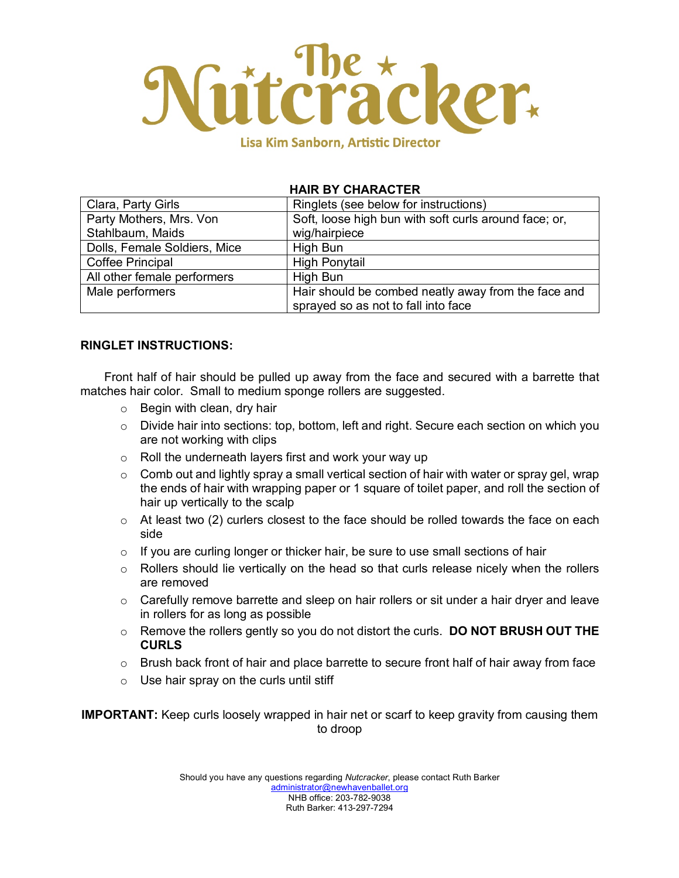# The Nutcracker

Lisa Kim Sanborn, Artistic Director

**HAIR BY CHARACTER**

| Character | Hair |
| --- | --- |
| Clara, Party Girls | Ringlets (see below for instructions) |
| Party Mothers, Mrs. Von Stahlbaum, Maids | Soft, loose high bun with soft curls around face; or, wig/hairpiece |
| Dolls, Female Soldiers, Mice | High Bun |
| Coffee Principal | High Ponytail |
| All other female performers | High Bun |
| Male performers | Hair should be combed neatly away from the face and sprayed so as not to fall into face |

**RINGLET INSTRUCTIONS:**

Front half of hair should be pulled up away from the face and secured with a barrette that matches hair color. Small to medium sponge rollers are suggested.

- Begin with clean, dry hair
- Divide hair into sections: top, bottom, left and right. Secure each section on which you are not working with clips
- Roll the underneath layers first and work your way up
- Comb out and lightly spray a small vertical section of hair with water or spray gel, wrap the ends of hair with wrapping paper or 1 square of toilet paper, and roll the section of hair up vertically to the scalp
- At least two (2) curlers closest to the face should be rolled towards the face on each side
- If you are curling longer or thicker hair, be sure to use small sections of hair
- Rollers should lie vertically on the head so that curls release nicely when the rollers are removed
- Carefully remove barrette and sleep on hair rollers or sit under a hair dryer and leave in rollers for as long as possible
- Remove the rollers gently so you do not distort the curls. **DO NOT BRUSH OUT THE CURLS**
- Brush back front of hair and place barrette to secure front half of hair away from face
- Use hair spray on the curls until stiff

**IMPORTANT:** Keep curls loosely wrapped in hair net or scarf to keep gravity from causing them to droop

Should you have any questions regarding *Nutcracker*, please contact Ruth Barker
administrator@newhavenballet.org
NHB office: 203-782-9038
Ruth Barker: 413-297-7294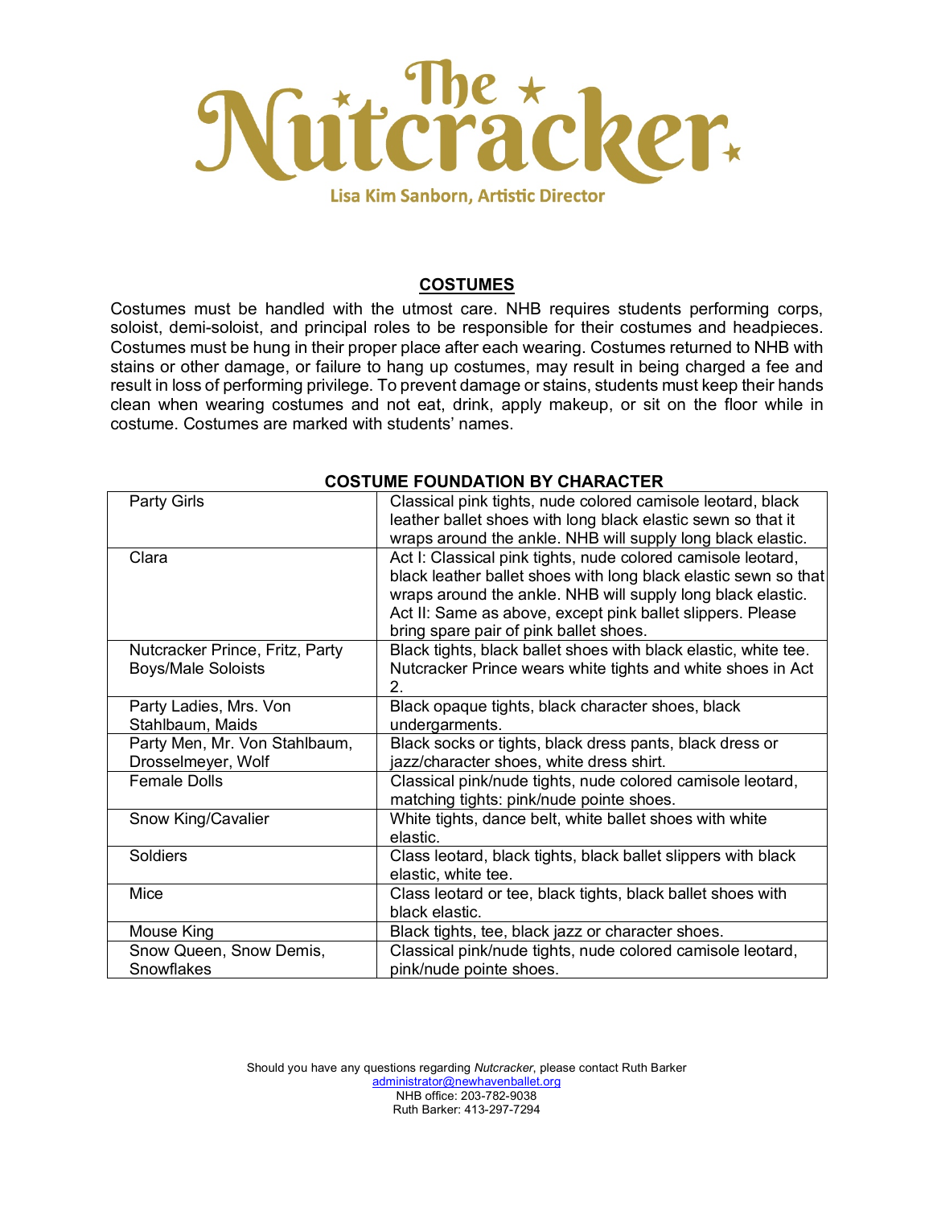# The Nutcracker

Lisa Kim Sanborn, Artistic Director

## COSTUMES

Costumes must be handled with the utmost care. NHB requires students performing corps, soloist, demi-soloist, and principal roles to be responsible for their costumes and headpieces. Costumes must be hung in their proper place after each wearing. Costumes returned to NHB with stains or other damage, or failure to hang up costumes, may result in being charged a fee and result in loss of performing privilege. To prevent damage or stains, students must keep their hands clean when wearing costumes and not eat, drink, apply makeup, or sit on the floor while in costume. Costumes are marked with students' names.

### COSTUME FOUNDATION BY CHARACTER

| | |
|---|---|
| Party Girls | Classical pink tights, nude colored camisole leotard, black leather ballet shoes with long black elastic sewn so that it wraps around the ankle. NHB will supply long black elastic. |
| Clara | Act I: Classical pink tights, nude colored camisole leotard, black leather ballet shoes with long black elastic sewn so that wraps around the ankle. NHB will supply long black elastic. Act II: Same as above, except pink ballet slippers. Please bring spare pair of pink ballet shoes. |
| Nutcracker Prince, Fritz, Party Boys/Male Soloists | Black tights, black ballet shoes with black elastic, white tee. Nutcracker Prince wears white tights and white shoes in Act 2. |
| Party Ladies, Mrs. Von Stahlbaum, Maids | Black opaque tights, black character shoes, black undergarments. |
| Party Men, Mr. Von Stahlbaum, Drosselmeyer, Wolf | Black socks or tights, black dress pants, black dress or jazz/character shoes, white dress shirt. |
| Female Dolls | Classical pink/nude tights, nude colored camisole leotard, matching tights: pink/nude pointe shoes. |
| Snow King/Cavalier | White tights, dance belt, white ballet shoes with white elastic. |
| Soldiers | Class leotard, black tights, black ballet slippers with black elastic, white tee. |
| Mice | Class leotard or tee, black tights, black ballet shoes with black elastic. |
| Mouse King | Black tights, tee, black jazz or character shoes. |
| Snow Queen, Snow Demis, Snowflakes | Classical pink/nude tights, nude colored camisole leotard, pink/nude pointe shoes. |

Should you have any questions regarding *Nutcracker*, please contact Ruth Barker
administrator@newhavenballet.org
NHB office: 203-782-9038
Ruth Barker: 413-297-7294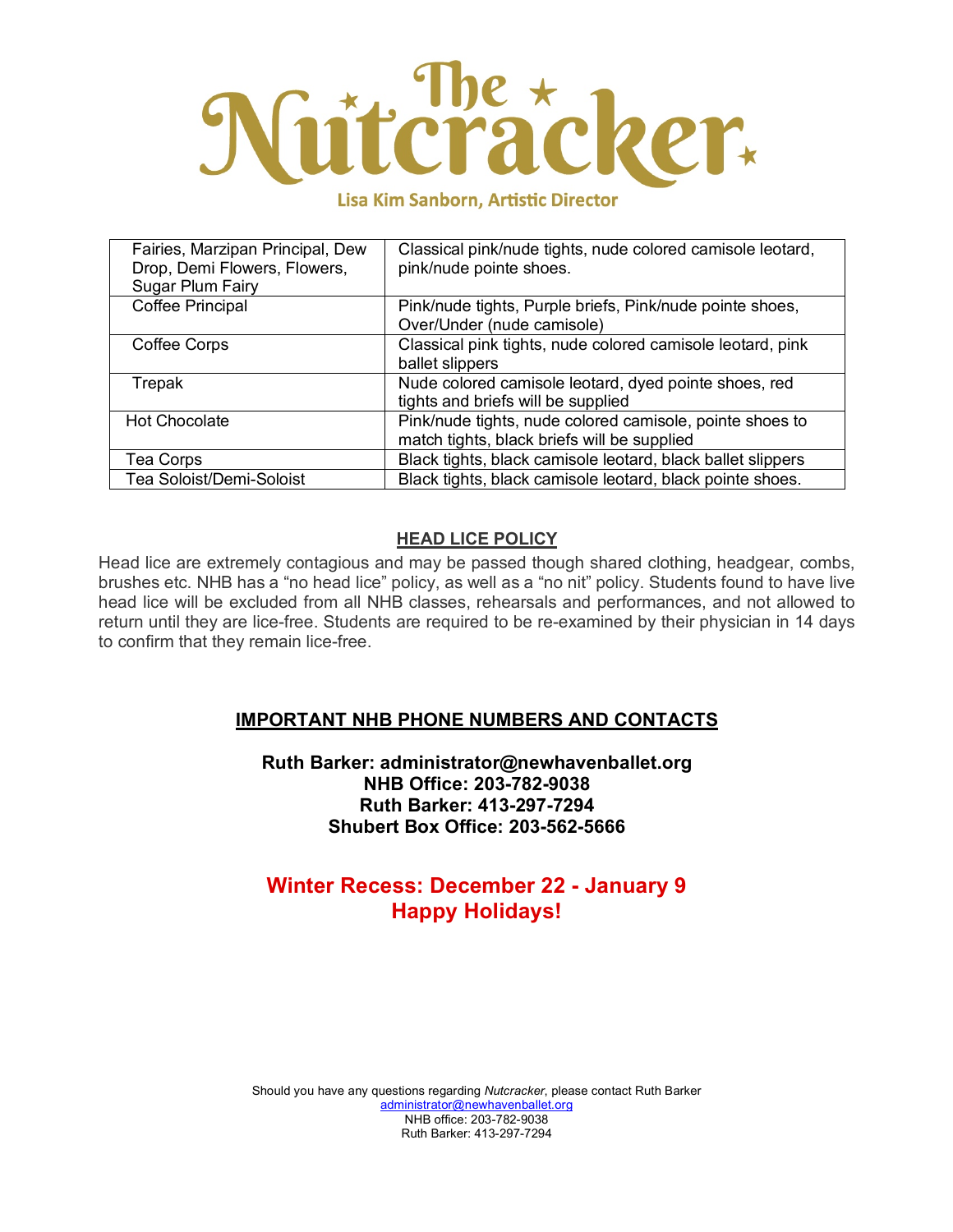# The Nutcracker

Lisa Kim Sanborn, Artistic Director

| | |
|---|---|
| Fairies, Marzipan Principal, Dew Drop, Demi Flowers, Flowers, Sugar Plum Fairy | Classical pink/nude tights, nude colored camisole leotard, pink/nude pointe shoes. |
| Coffee Principal | Pink/nude tights, Purple briefs, Pink/nude pointe shoes, Over/Under (nude camisole) |
| Coffee Corps | Classical pink tights, nude colored camisole leotard, pink ballet slippers |
| Trepak | Nude colored camisole leotard, dyed pointe shoes, red tights and briefs will be supplied |
| Hot Chocolate | Pink/nude tights, nude colored camisole, pointe shoes to match tights, black briefs will be supplied |
| Tea Corps | Black tights, black camisole leotard, black ballet slippers |
| Tea Soloist/Demi-Soloist | Black tights, black camisole leotard, black pointe shoes. |

## HEAD LICE POLICY

Head lice are extremely contagious and may be passed though shared clothing, headgear, combs, brushes etc. NHB has a "no head lice" policy, as well as a "no nit" policy. Students found to have live head lice will be excluded from all NHB classes, rehearsals and performances, and not allowed to return until they are lice-free. Students are required to be re-examined by their physician in 14 days to confirm that they remain lice-free.

## IMPORTANT NHB PHONE NUMBERS AND CONTACTS

**Ruth Barker: administrator@newhavenballet.org**
**NHB Office: 203-782-9038**
**Ruth Barker: 413-297-7294**
**Shubert Box Office: 203-562-5666**

**Winter Recess: December 22 - January 9**
**Happy Holidays!**

Should you have any questions regarding *Nutcracker*, please contact Ruth Barker
administrator@newhavenballet.org
NHB office: 203-782-9038
Ruth Barker: 413-297-7294